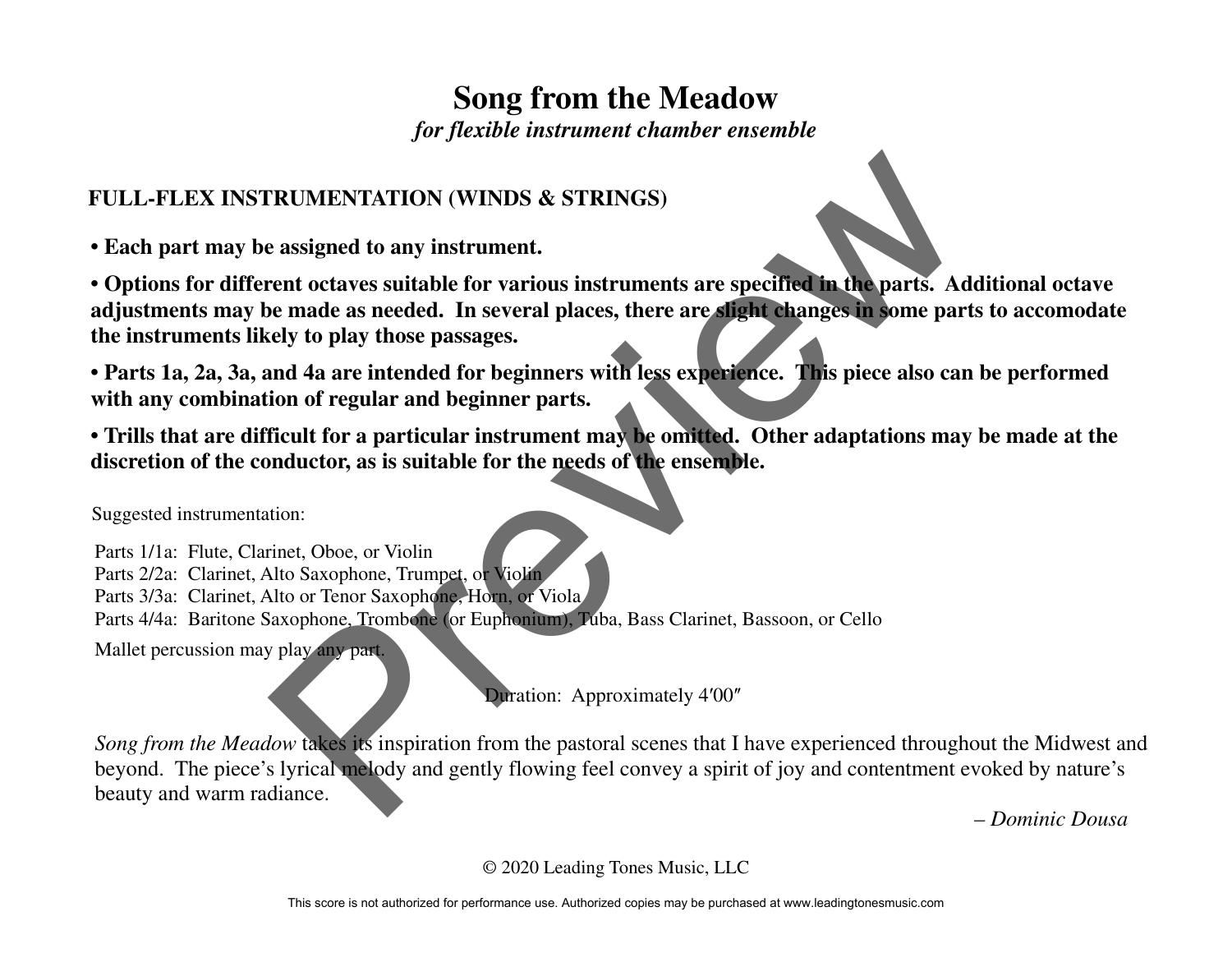# Song from the Meadow

*for flexible instrument chamber ensemble*

## FULL-FLEX INSTRUMENTATION (WINDS & STRINGS)

**• Each part may be assigned to any instrument.**

**• Options for different octaves suitable for various instruments are specified in the parts. Additional octave adjustments may be made as needed. In several places, there are slight changes in some parts to accomodate the instruments likely to play those passages.**

**• Parts 1a, 2a, 3a, and 4a are intended for beginners with less experience. This piece also can be performed with any combination of regular and beginner parts.**

**• Trills that are difficult for a particular instrument may be omitted. Other adaptations may be made at the discretion of the conductor, as is suitable for the needs of the ensemble.**

Suggested instrumentation:

Parts 1/1a: Flute, Clarinet, Oboe, or Violin
Parts 2/2a: Clarinet, Alto Saxophone, Trumpet, or Violin
Parts 3/3a: Clarinet, Alto or Tenor Saxophone, Horn, or Viola
Parts 4/4a: Baritone Saxophone, Trombone (or Euphonium), Tuba, Bass Clarinet, Bassoon, or Cello

Mallet percussion may play any part.

Duration: Approximately 4′00″

*Song from the Meadow* takes its inspiration from the pastoral scenes that I have experienced throughout the Midwest and beyond. The piece's lyrical melody and gently flowing feel convey a spirit of joy and contentment evoked by nature's beauty and warm radiance.

– *Dominic Dousa*

© 2020 Leading Tones Music, LLC

This score is not authorized for performance use. Authorized copies may be purchased at www.leadingtonesmusic.com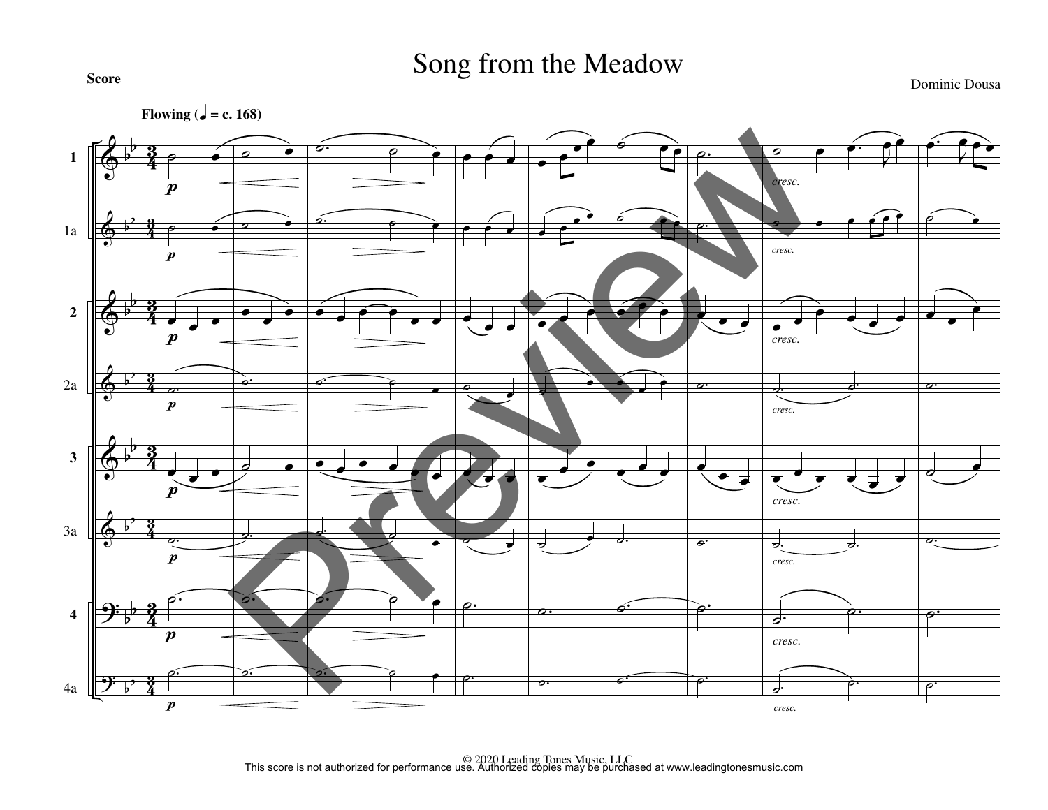Score

# Song from the Meadow

Dominic Dousa

© 2020 Leading Tones Music, LLC
This score is not authorized for performance use. Authorized copies may be purchased at www.leadingtonesmusic.com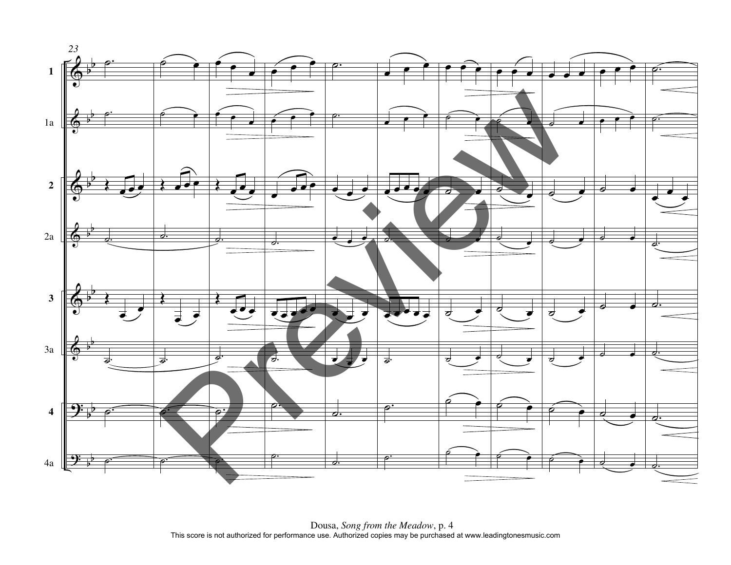23

1

1a

2

2a

3

3a

4

4a

Dousa, *Song from the Meadow*, p. 4
This score is not authorized for performance use. Authorized copies may be purchased at www.leadingtonesmusic.com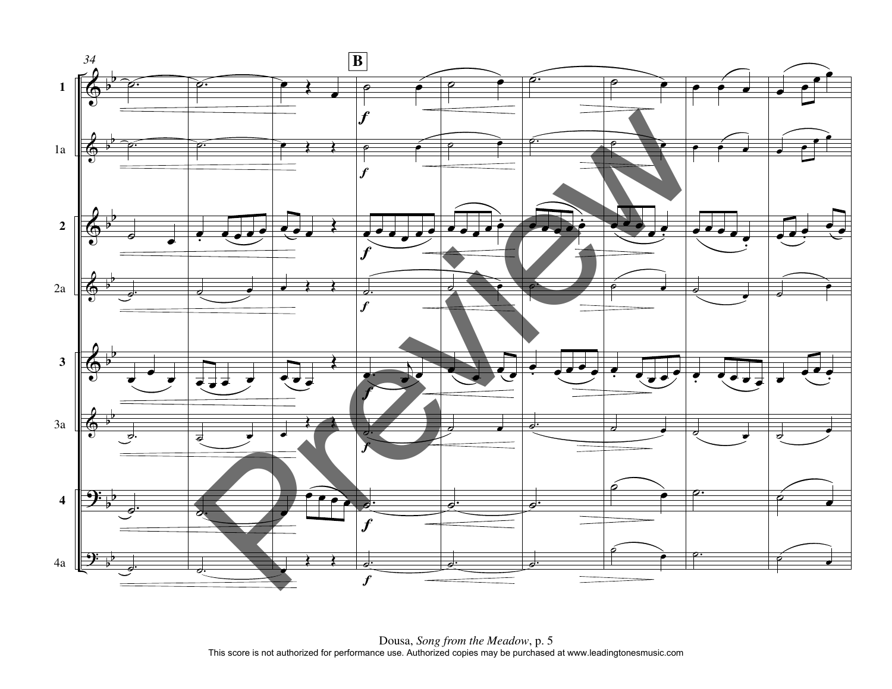Dousa, *Song from the Meadow*, p. 5
This score is not authorized for performance use. Authorized copies may be purchased at www.leadingtonesmusic.com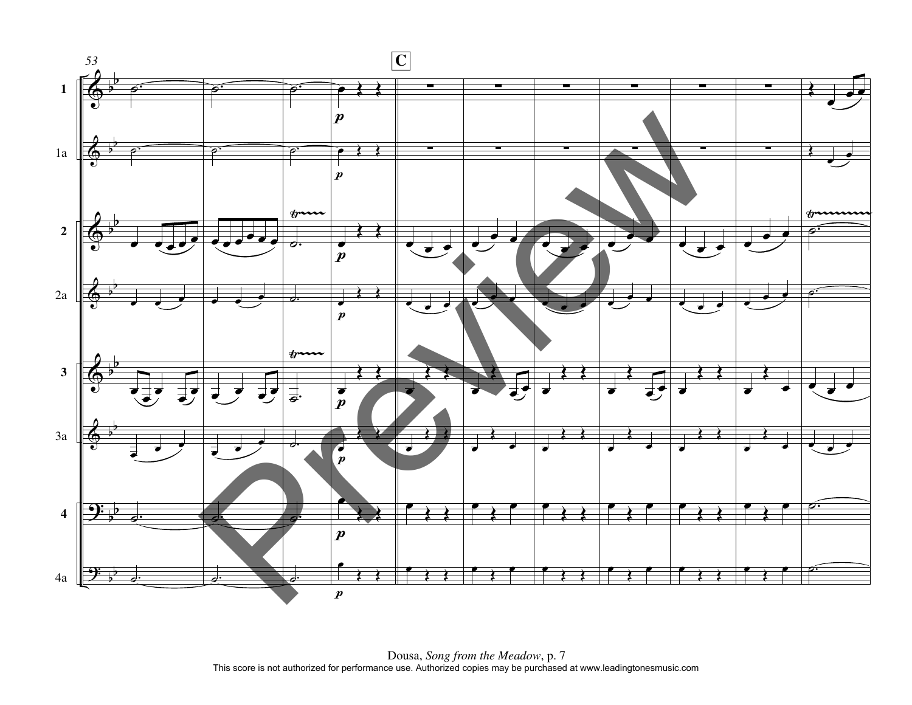Dousa, *Song from the Meadow*, p. 7

This score is not authorized for performance use. Authorized copies may be purchased at www.leadingtonesmusic.com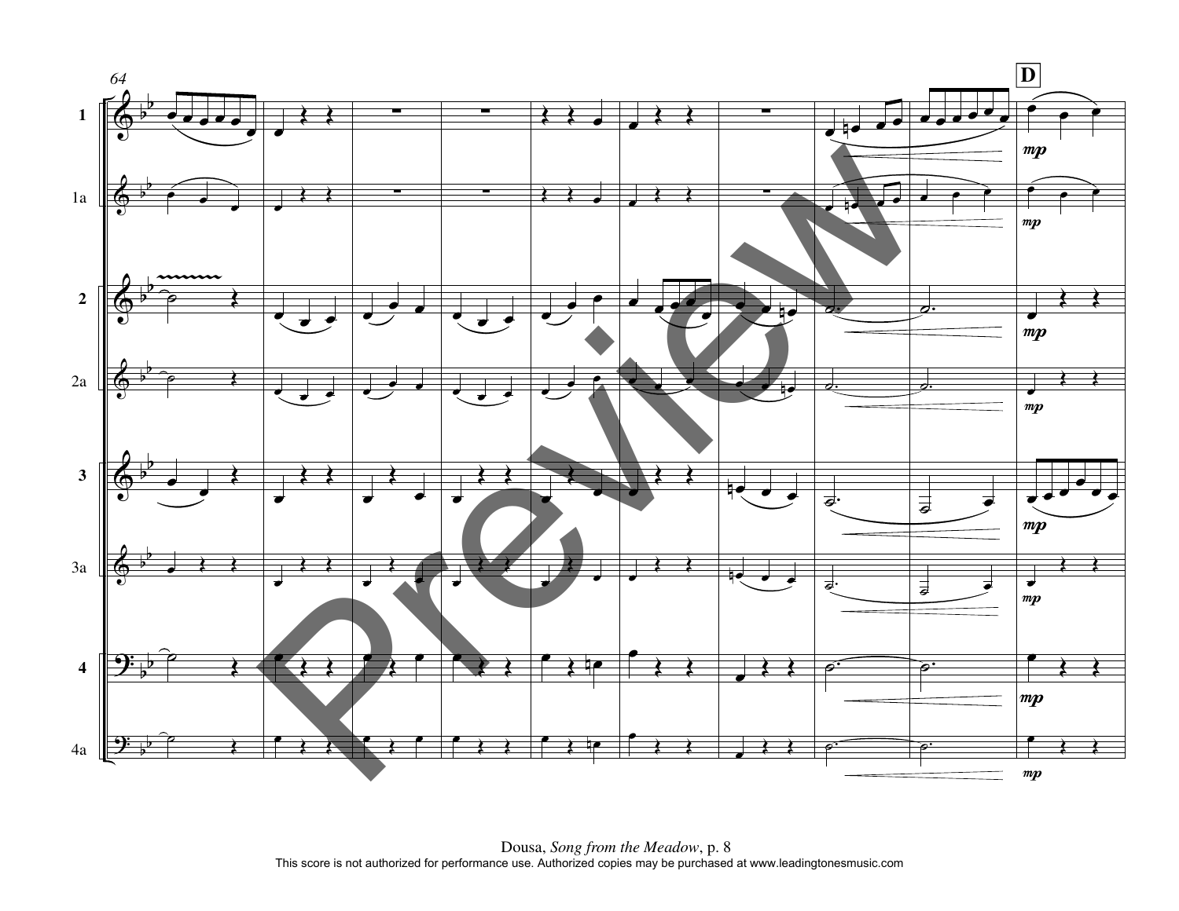Dousa, *Song from the Meadow*, p. 8
This score is not authorized for performance use. Authorized copies may be purchased at www.leadingtonesmusic.com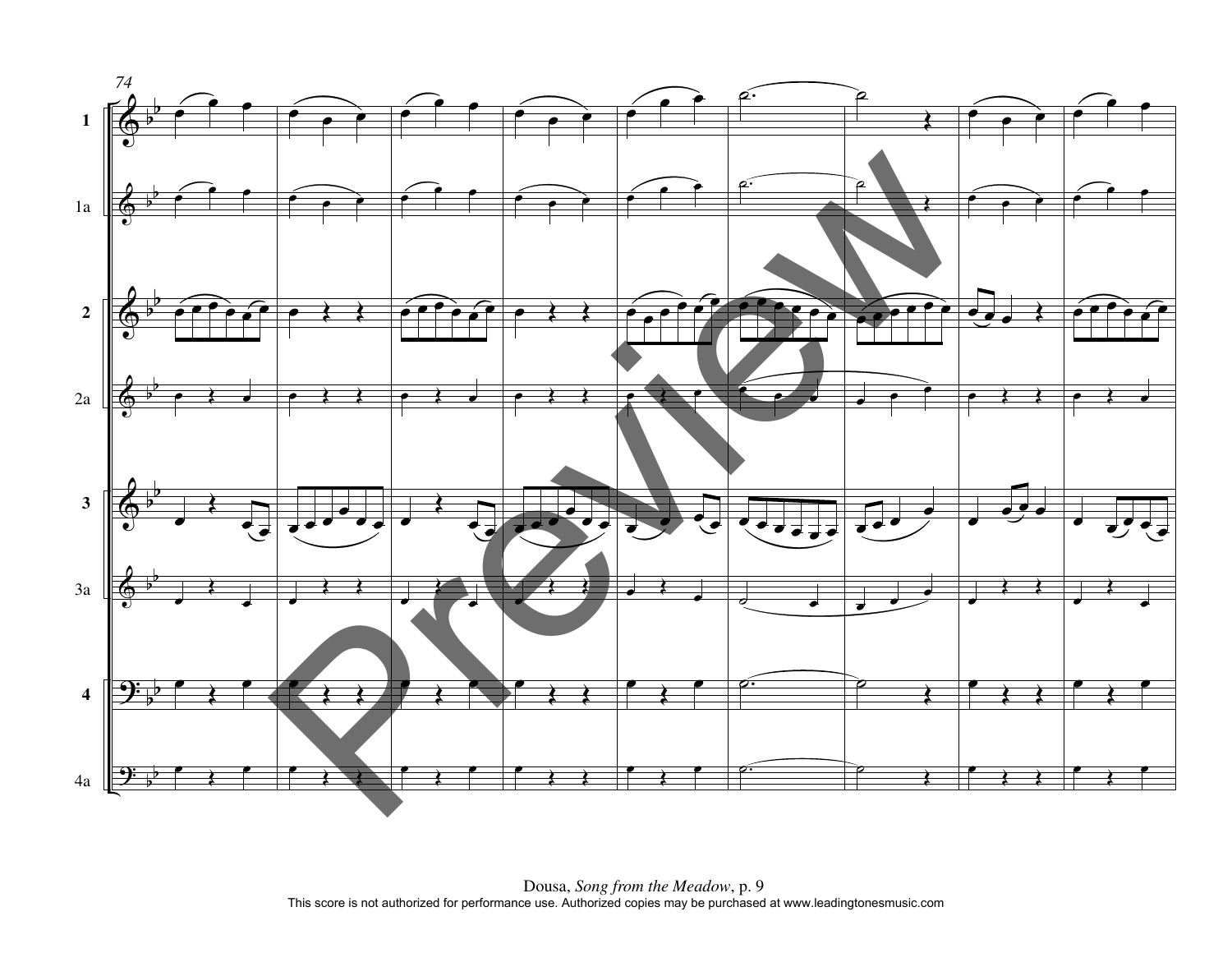Dousa, *Song from the Meadow*, p. 9

This score is not authorized for performance use. Authorized copies may be purchased at www.leadingtonesmusic.com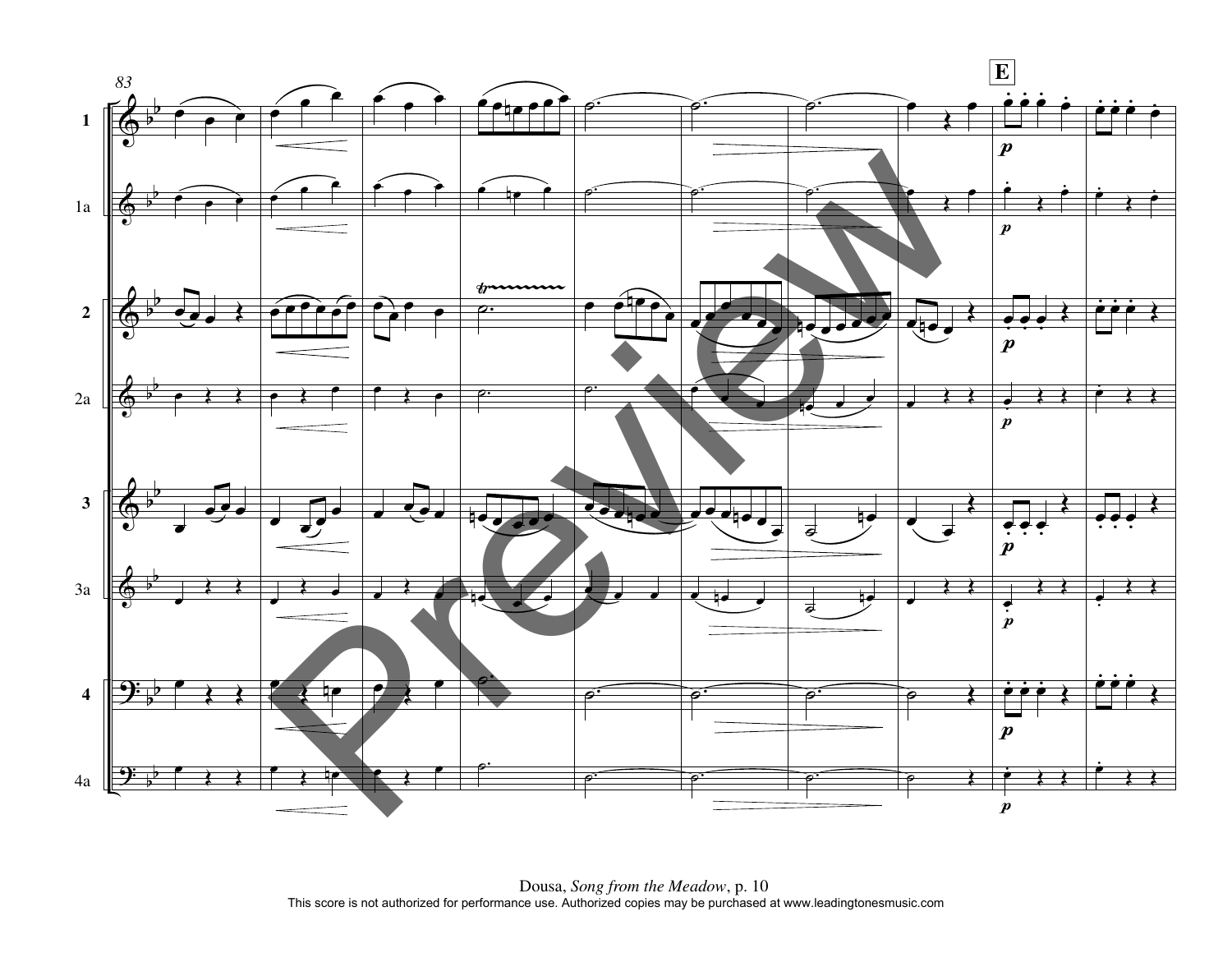83

E

1

1a

2

2a

3

3a

4

4a

Dousa, *Song from the Meadow*, p. 10
This score is not authorized for performance use. Authorized copies may be purchased at www.leadingtonesmusic.com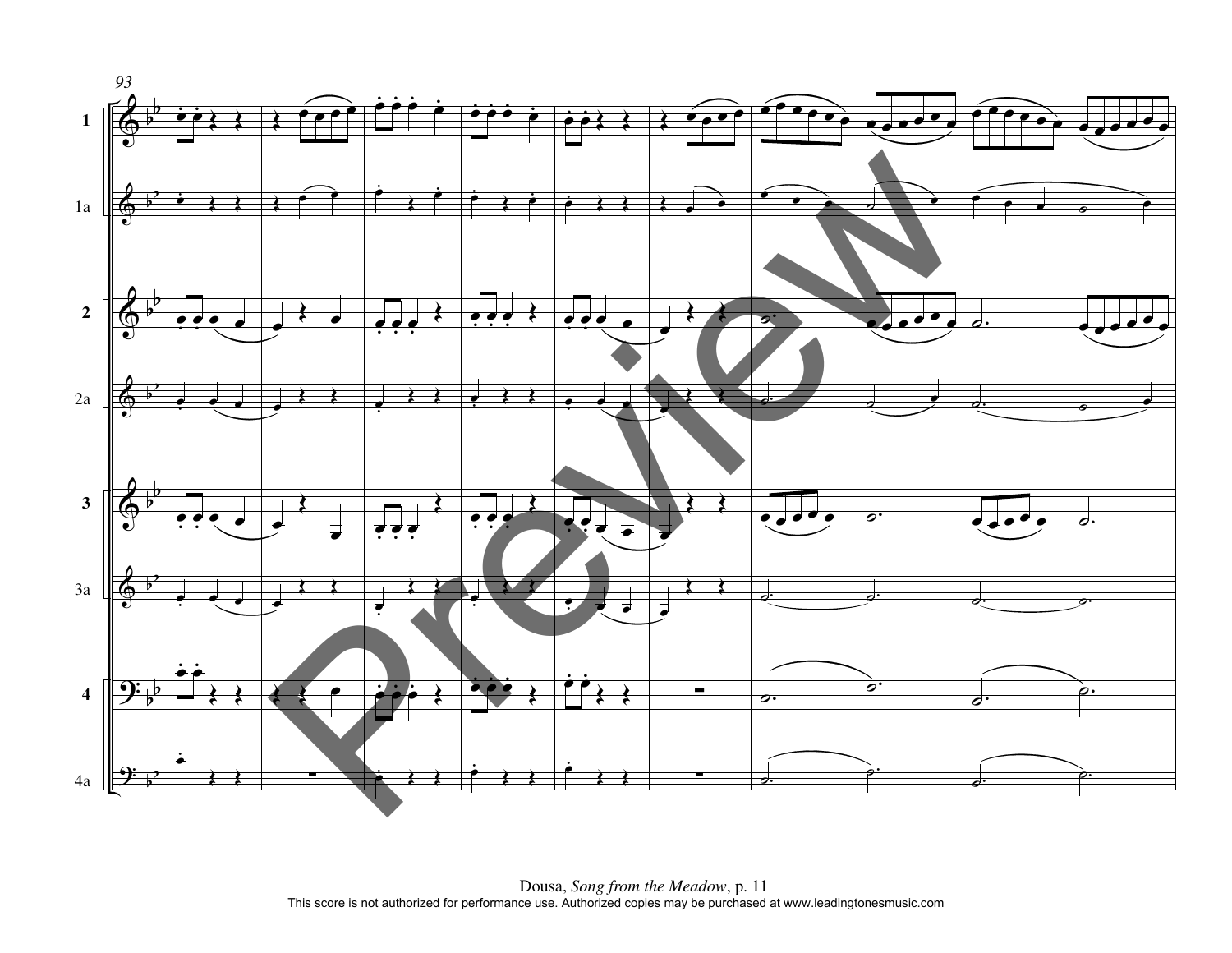Dousa, *Song from the Meadow*, p. 11

This score is not authorized for performance use. Authorized copies may be purchased at www.leadingtonesmusic.com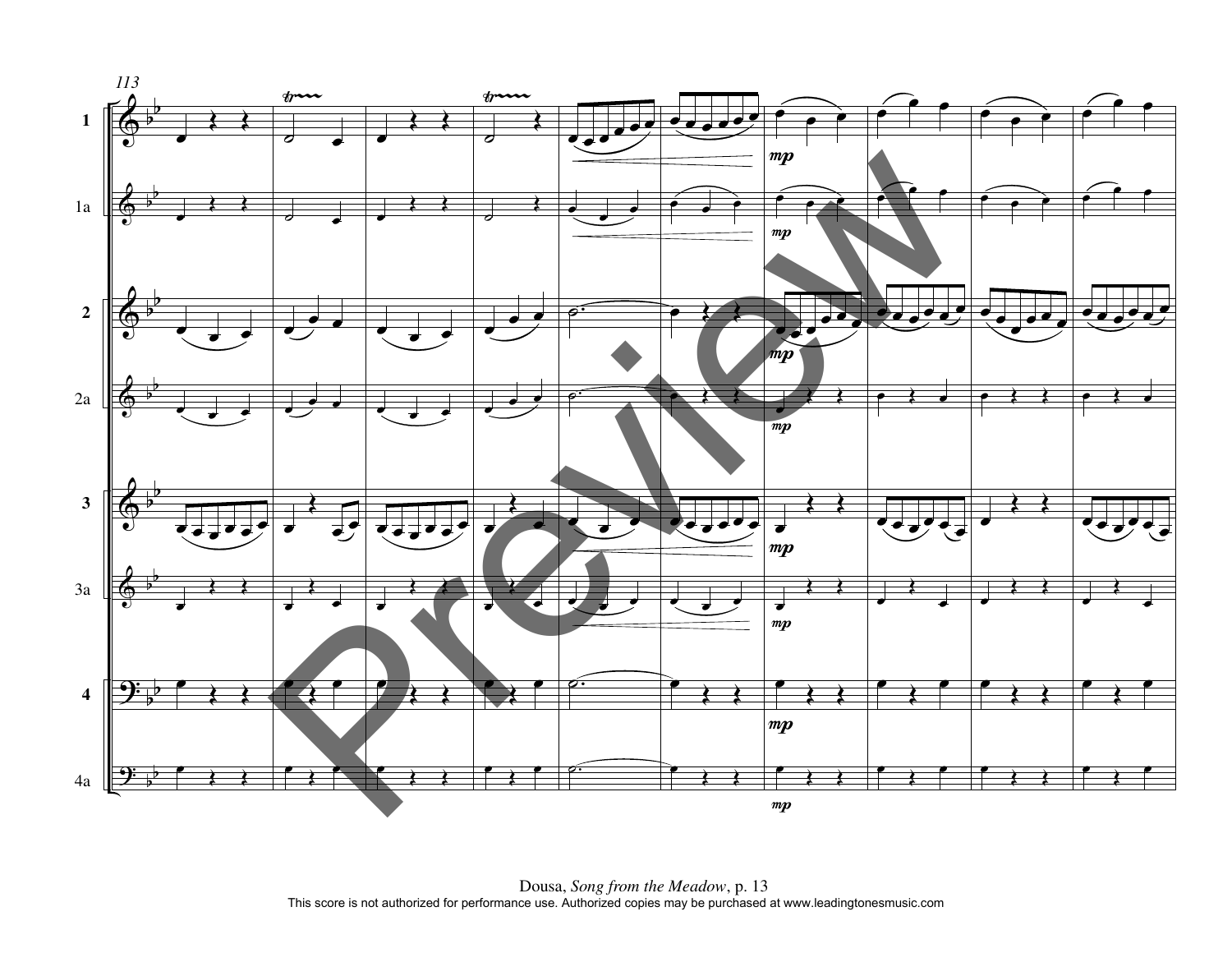Dousa, *Song from the Meadow*, p. 13

This score is not authorized for performance use. Authorized copies may be purchased at www.leadingtonesmusic.com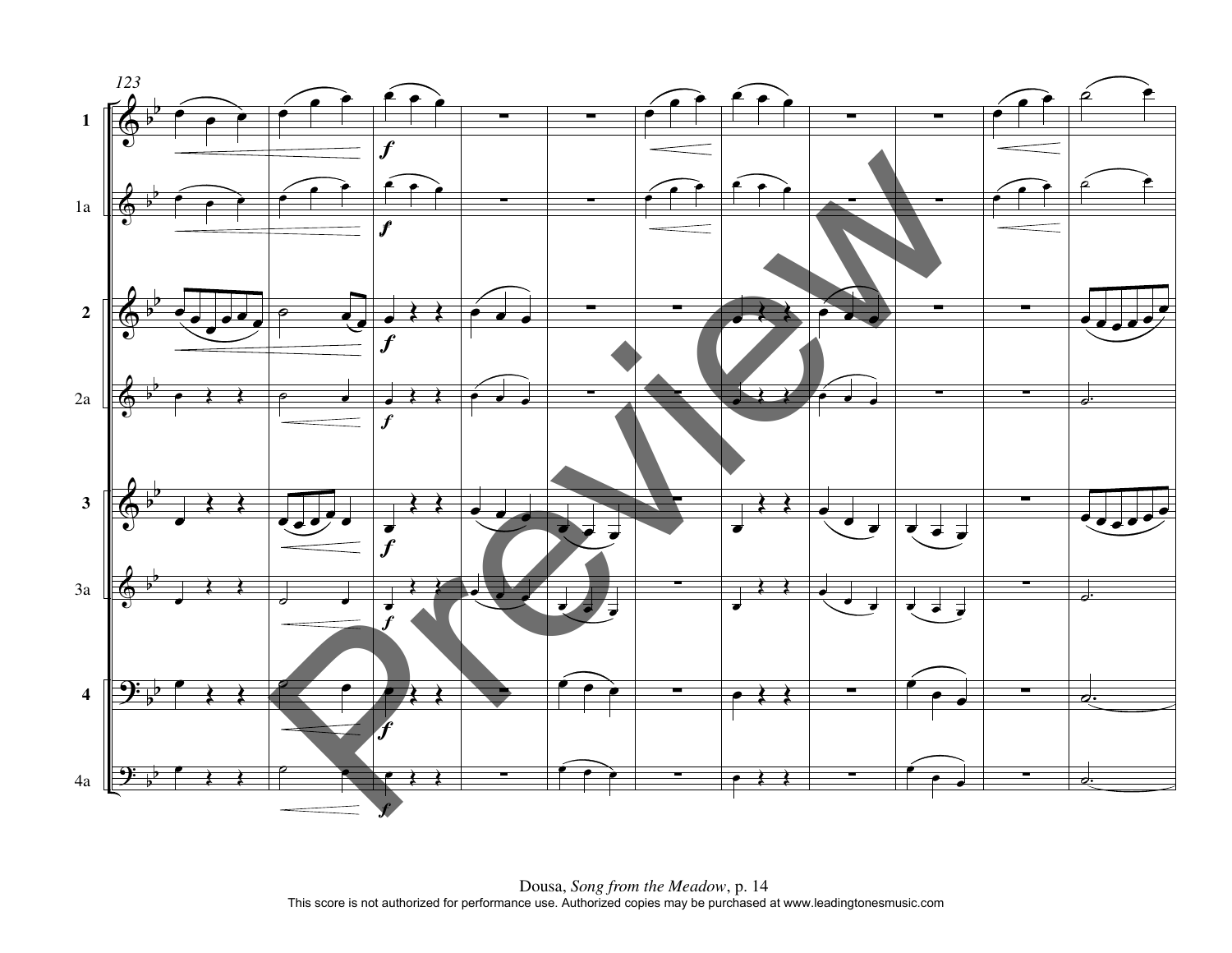123

1

1a

2

2a

3

3a

4

4a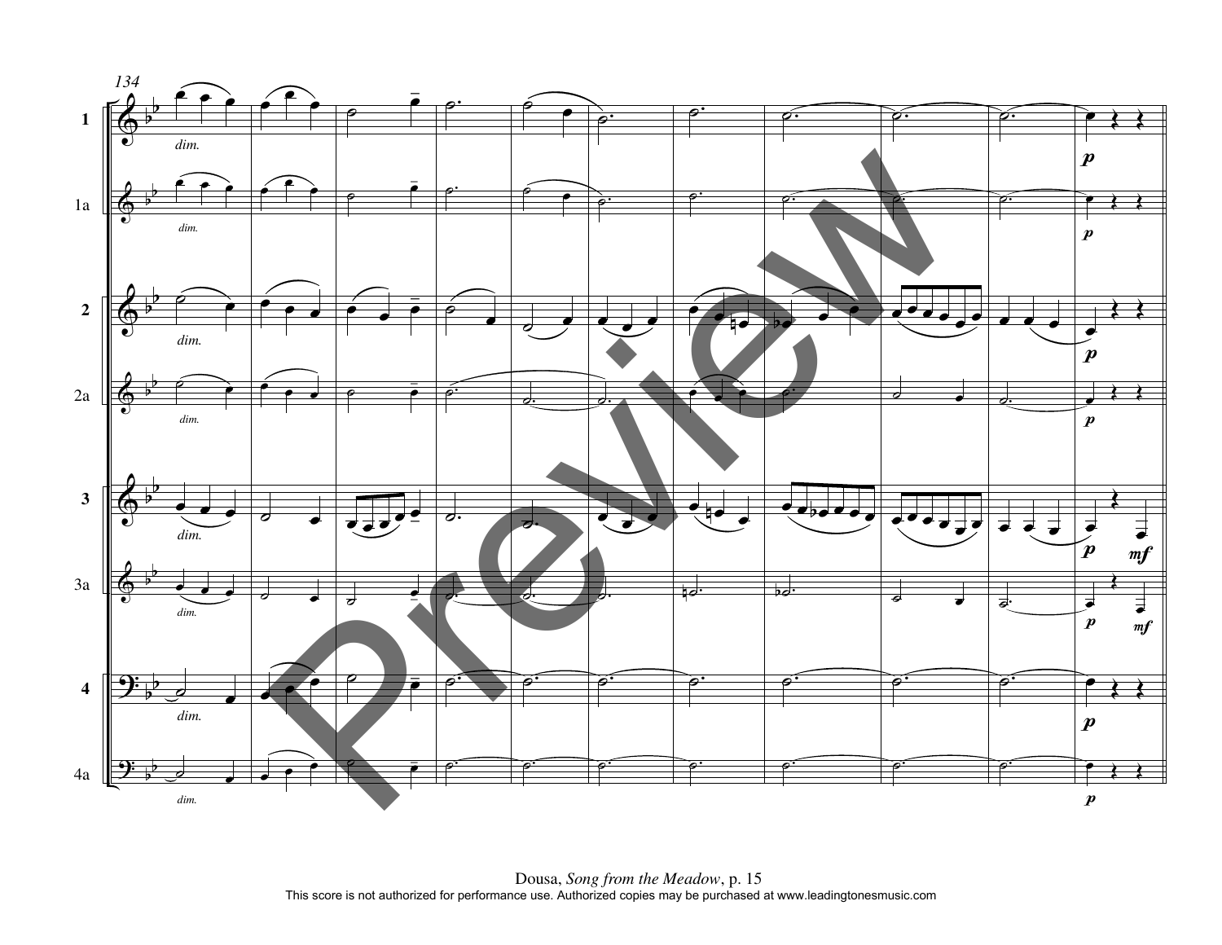This score is not authorized for performance use. Authorized copies may be purchased at www.leadingtonesmusic.com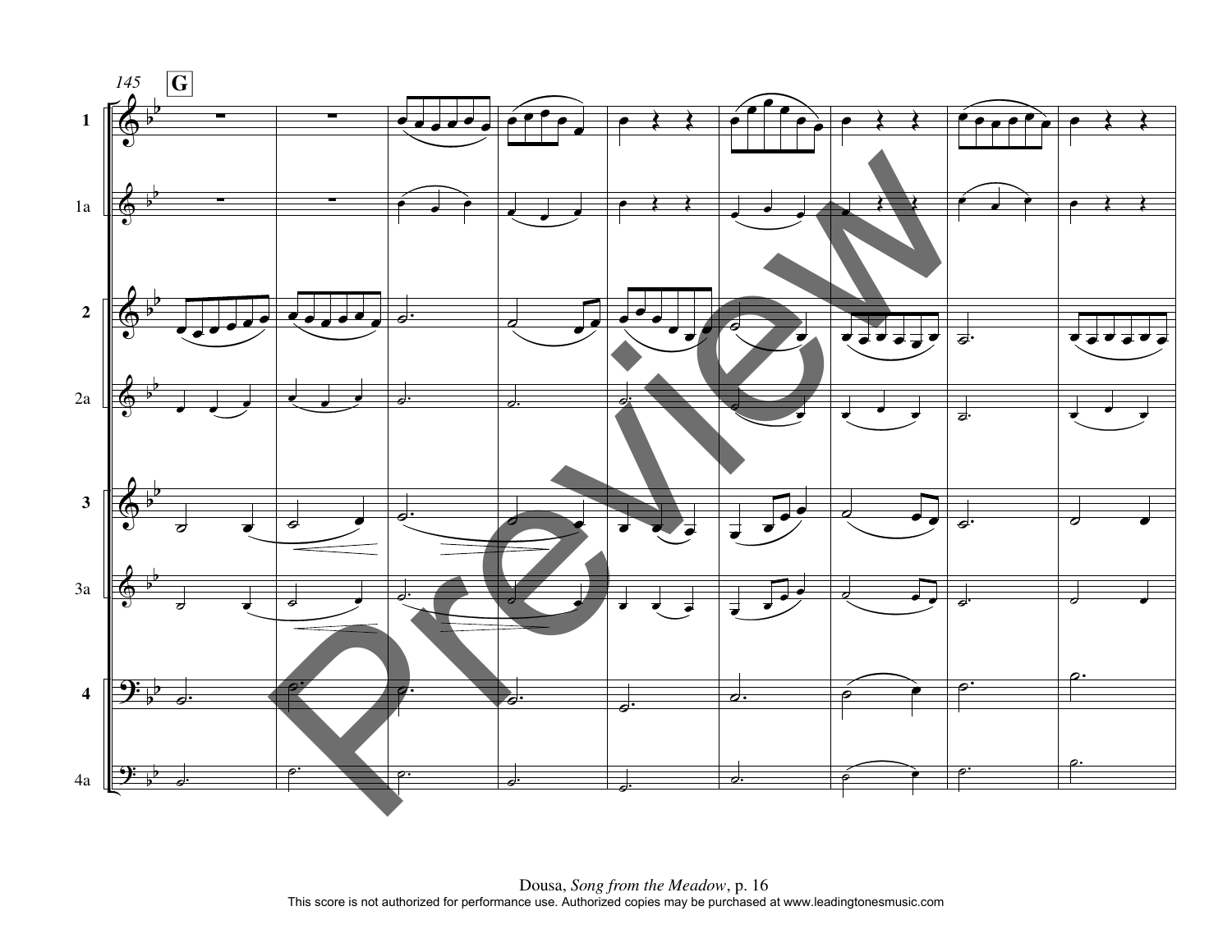145 **G**

1

1a

2

2a

3

3a

4

4a

Dousa, *Song from the Meadow*, p. 16

This score is not authorized for performance use. Authorized copies may be purchased at www.leadingtonesmusic.com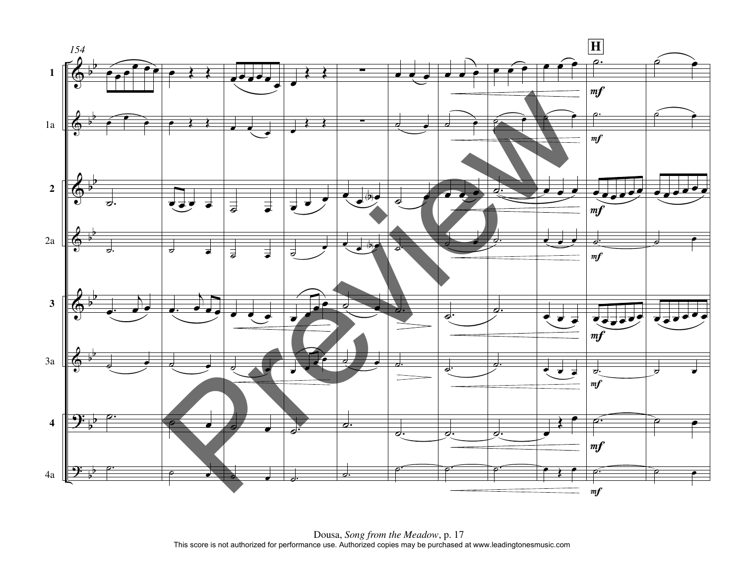154

**H**

Dousa, *Song from the Meadow*, p. 17

This score is not authorized for performance use. Authorized copies may be purchased at www.leadingtonesmusic.com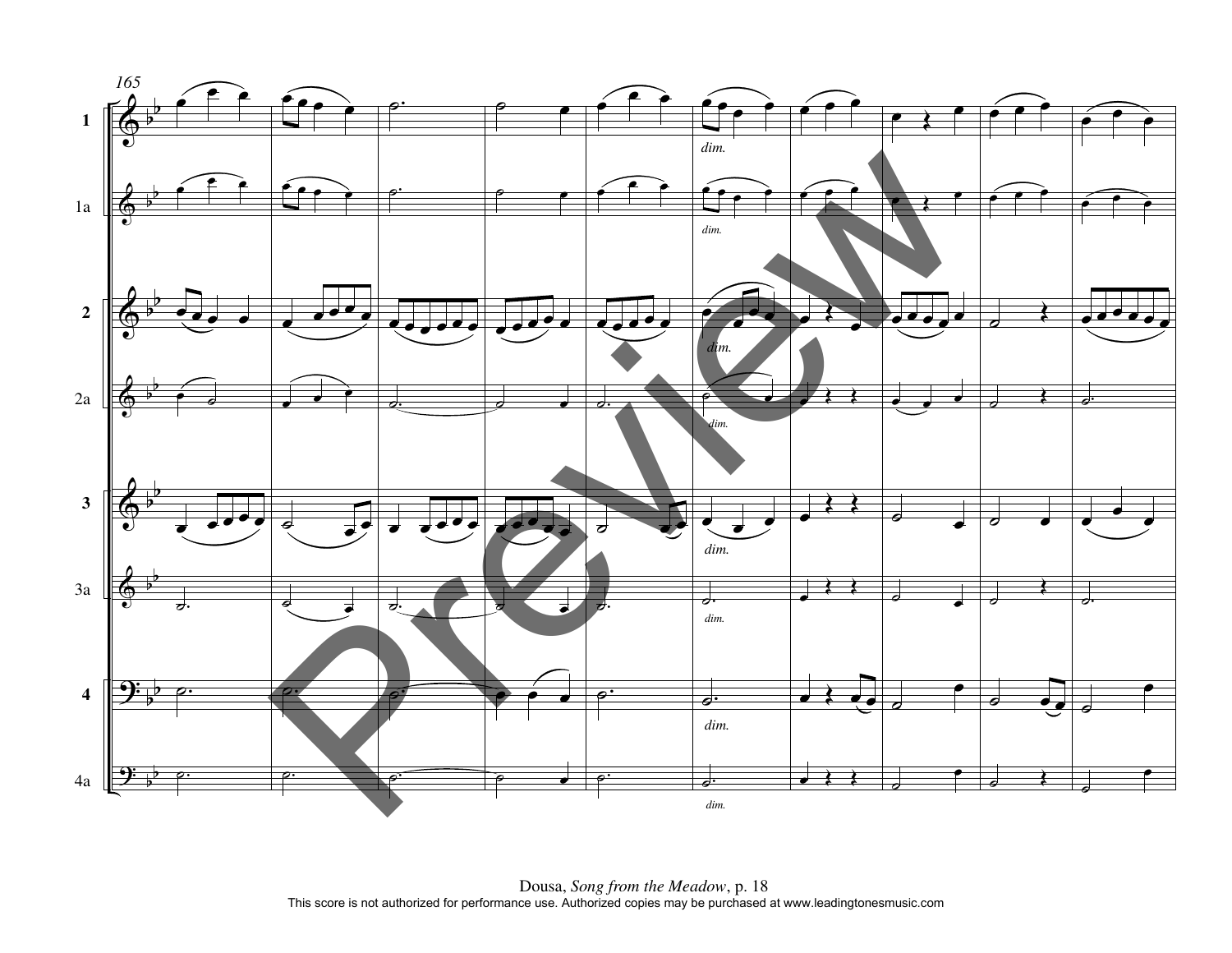Dousa, *Song from the Meadow*, p. 18

This score is not authorized for performance use. Authorized copies may be purchased at www.leadingtonesmusic.com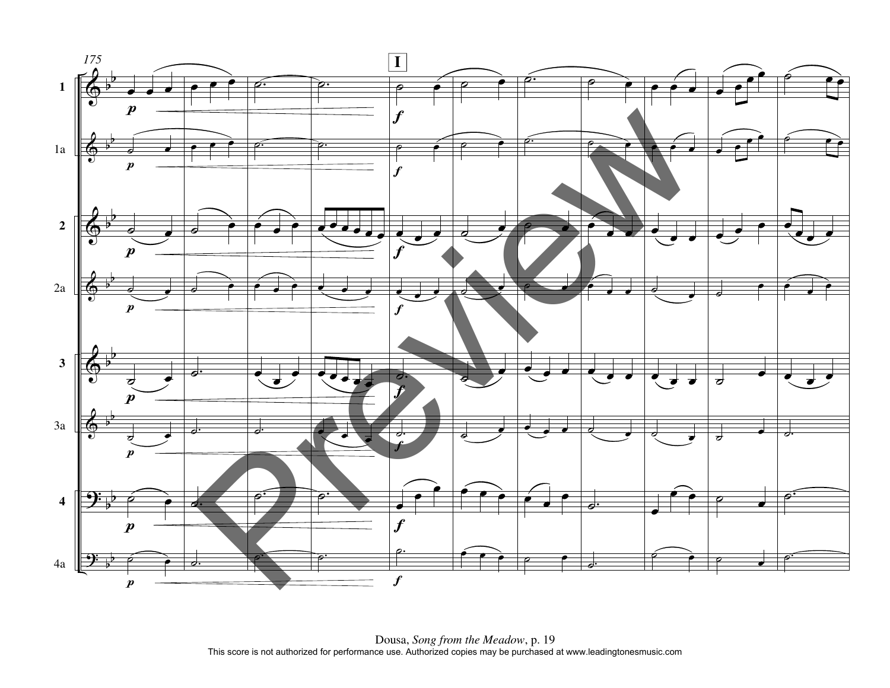175

**I**

1

1a

2

2a

3

3a

4

4a

Dousa, *Song from the Meadow*, p. 19

This score is not authorized for performance use. Authorized copies may be purchased at www.leadingtonesmusic.com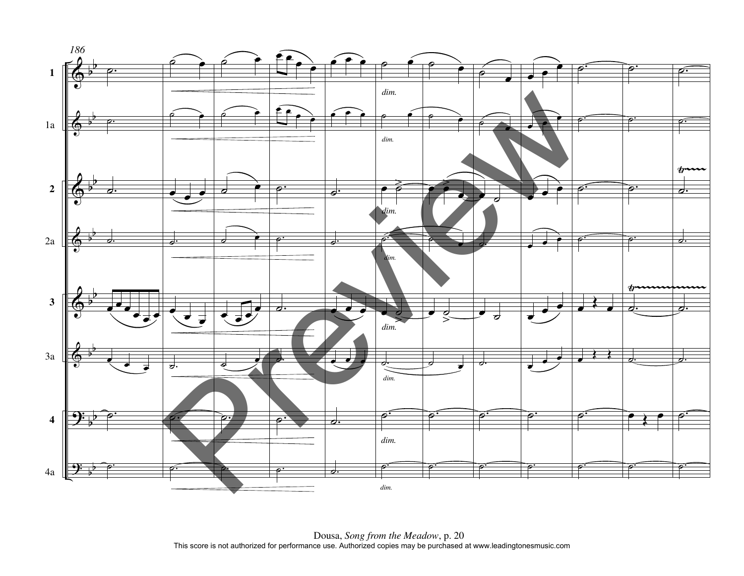186

1

1a

2

2a

3

3a

4

4a

*dim.*

Dousa, *Song from the Meadow*, p. 20
This score is not authorized for performance use. Authorized copies may be purchased at www.leadingtonesmusic.com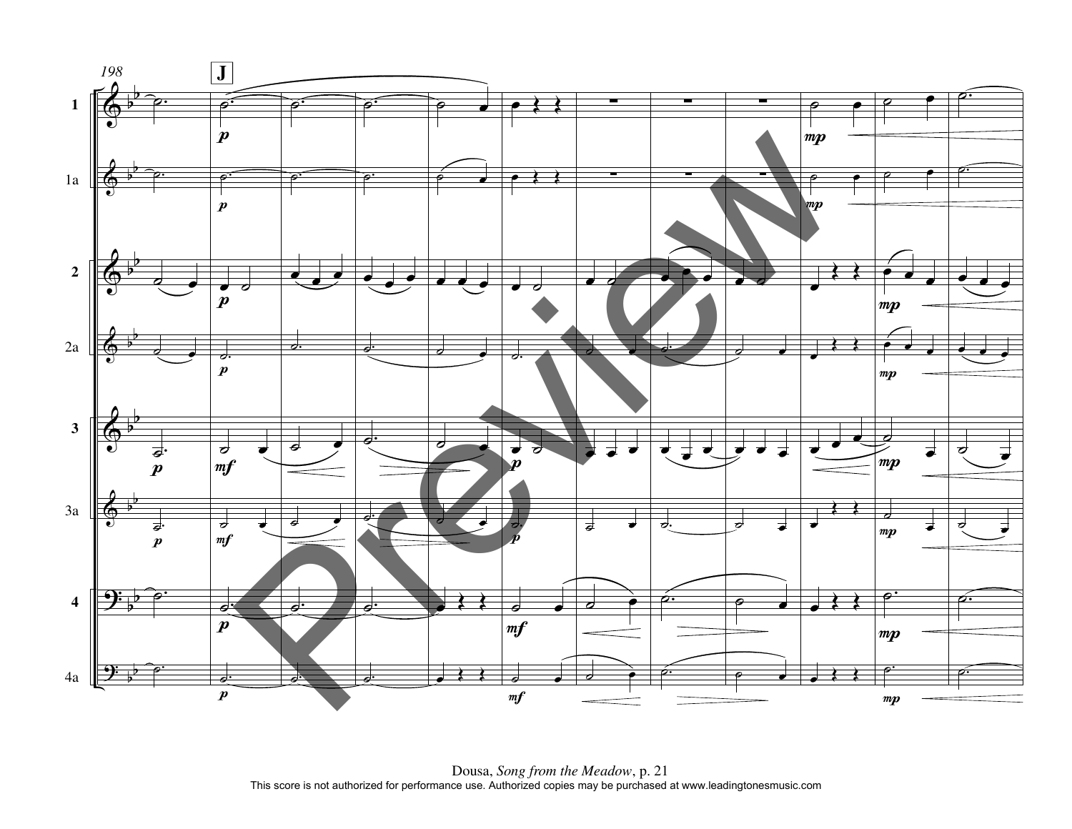Dousa, *Song from the Meadow*, p. 21

This score is not authorized for performance use. Authorized copies may be purchased at www.leadingtonesmusic.com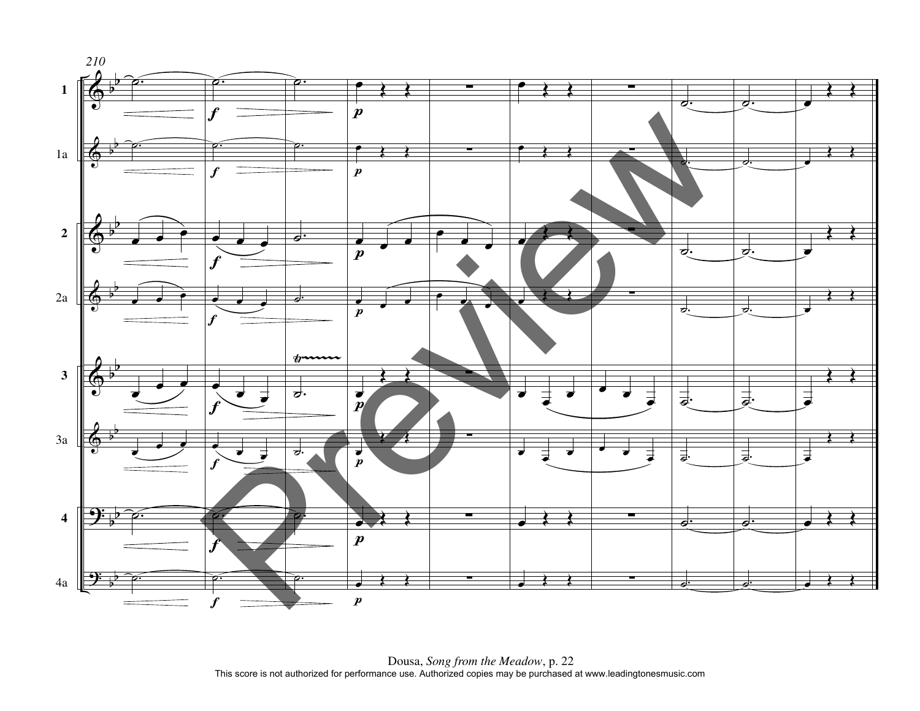Dousa, *Song from the Meadow*, p. 22

This score is not authorized for performance use. Authorized copies may be purchased at www.leadingtonesmusic.com